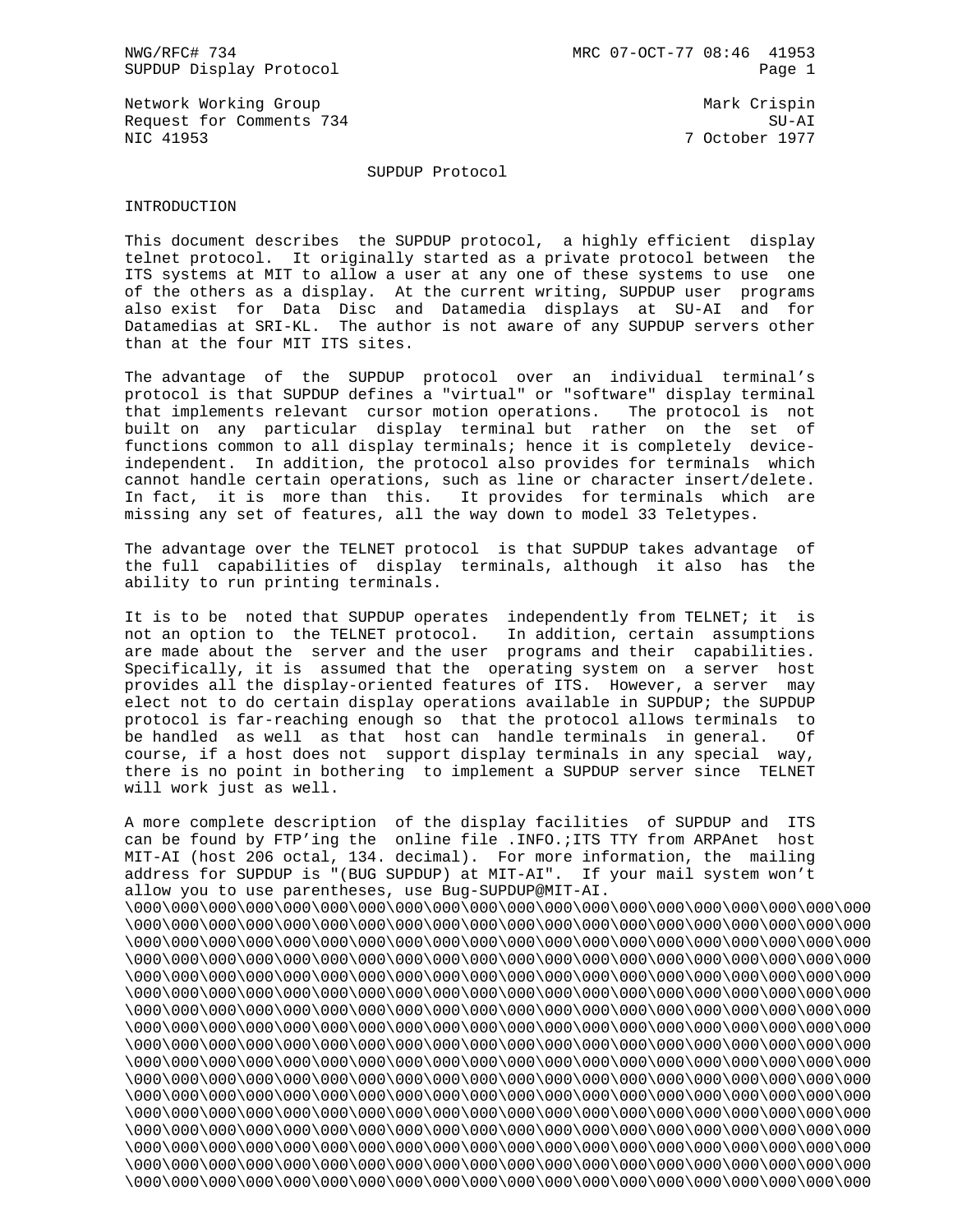Network Working Group — Mark Crispin
Request for Comments 734 — SU-AI
NIC 41953 — 7 October 1977

# SUPDUP Protocol

## INTRODUCTION

This document describes the SUPDUP protocol, a highly efficient display telnet protocol. It originally started as a private protocol between the ITS systems at MIT to allow a user at any one of these systems to use one of the others as a display. At the current writing, SUPDUP user programs also exist for Data Disc and Datamedia displays at SU-AI and for Datamedias at SRI-KL. The author is not aware of any SUPDUP servers other than at the four MIT ITS sites.

The advantage of the SUPDUP protocol over an individual terminal's protocol is that SUPDUP defines a "virtual" or "software" display terminal that implements relevant cursor motion operations. The protocol is not built on any particular display terminal but rather on the set of functions common to all display terminals; hence it is completely device-independent. In addition, the protocol also provides for terminals which cannot handle certain operations, such as line or character insert/delete. In fact, it is more than this. It provides for terminals which are missing any set of features, all the way down to model 33 Teletypes.

The advantage over the TELNET protocol is that SUPDUP takes advantage of the full capabilities of display terminals, although it also has the ability to run printing terminals.

It is to be noted that SUPDUP operates independently from TELNET; it is not an option to the TELNET protocol. In addition, certain assumptions are made about the server and the user programs and their capabilities. Specifically, it is assumed that the operating system on a server host provides all the display-oriented features of ITS. However, a server may elect not to do certain display operations available in SUPDUP; the SUPDUP protocol is far-reaching enough so that the protocol allows terminals to be handled as well as that host can handle terminals in general. Of course, if a host does not support display terminals in any special way, there is no point in bothering to implement a SUPDUP server since TELNET will work just as well.

A more complete description of the display facilities of SUPDUP and ITS can be found by FTP'ing the online file .INFO.;ITS TTY from ARPAnet host MIT-AI (host 206 octal, 134. decimal). For more information, the mailing address for SUPDUP is "(BUG SUPDUP) at MIT-AI". If your mail system won't allow you to use parentheses, use Bug-SUPDUP@MIT-AI.

```
\000\000\000\000\000\000\000\000\000\000\000\000\000\000\000\000\000\000\000\000
\000\000\000\000\000\000\000\000\000\000\000\000\000\000\000\000\000\000\000\000
\000\000\000\000\000\000\000\000\000\000\000\000\000\000\000\000\000\000\000\000
\000\000\000\000\000\000\000\000\000\000\000\000\000\000\000\000\000\000\000\000
\000\000\000\000\000\000\000\000\000\000\000\000\000\000\000\000\000\000\000\000
\000\000\000\000\000\000\000\000\000\000\000\000\000\000\000\000\000\000\000\000
\000\000\000\000\000\000\000\000\000\000\000\000\000\000\000\000\000\000\000\000
\000\000\000\000\000\000\000\000\000\000\000\000\000\000\000\000\000\000\000\000
\000\000\000\000\000\000\000\000\000\000\000\000\000\000\000\000\000\000\000\000
\000\000\000\000\000\000\000\000\000\000\000\000\000\000\000\000\000\000\000\000
\000\000\000\000\000\000\000\000\000\000\000\000\000\000\000\000\000\000\000\000
\000\000\000\000\000\000\000\000\000\000\000\000\000\000\000\000\000\000\000\000
\000\000\000\000\000\000\000\000\000\000\000\000\000\000\000\000\000\000\000\000
\000\000\000\000\000\000\000\000\000\000\000\000\000\000\000\000\000\000\000\000
\000\000\000\000\000\000\000\000\000\000\000\000\000\000\000\000\000\000\000\000
\000\000\000\000\000\000\000\000\000\000\000\000\000\000\000\000\000\000\000\000
\000\000\000\000\000\000\000\000\000\000\000\000\000\000\000\000\000\000\000\000
```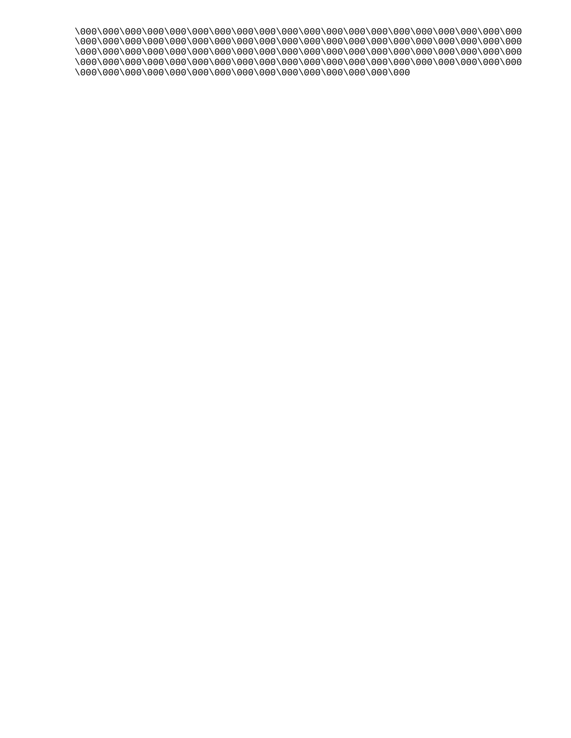\000\000\000\000\000\000\000\000\000\000\000\000\000\000\000\000\000\000\000\000
\000\000\000\000\000\000\000\000\000\000\000\000\000\000\000\000\000\000\000\000
\000\000\000\000\000\000\000\000\000\000\000\000\000\000\000\000\000\000\000\000
\000\000\000\000\000\000\000\000\000\000\000\000\000\000\000\000\000\000\000\000
\000\000\000\000\000\000\000\000\000\000\000\000\000\000\000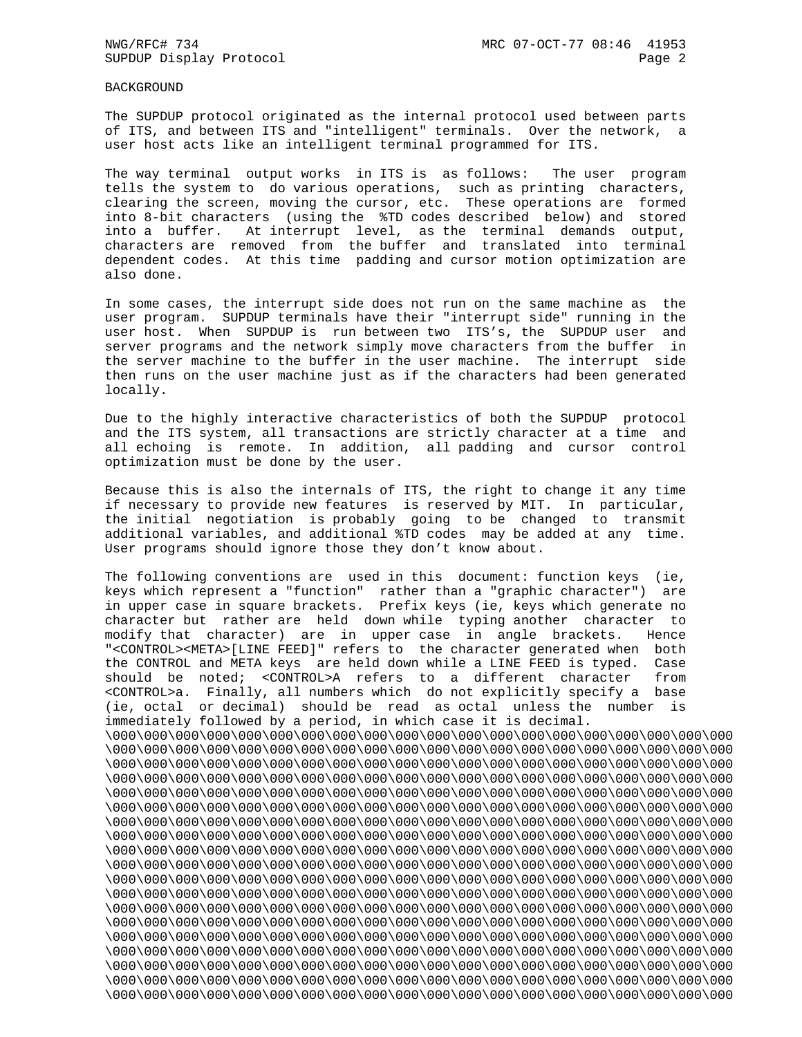BACKGROUND

The SUPDUP protocol originated as the internal protocol used between parts of ITS, and between ITS and "intelligent" terminals. Over the network, a user host acts like an intelligent terminal programmed for ITS.

The way terminal output works in ITS is as follows: The user program tells the system to do various operations, such as printing characters, clearing the screen, moving the cursor, etc. These operations are formed into 8-bit characters (using the %TD codes described below) and stored into a buffer. At interrupt level, as the terminal demands output, characters are removed from the buffer and translated into terminal dependent codes. At this time padding and cursor motion optimization are also done.

In some cases, the interrupt side does not run on the same machine as the user program. SUPDUP terminals have their "interrupt side" running in the user host. When SUPDUP is run between two ITS's, the SUPDUP user and server programs and the network simply move characters from the buffer in the server machine to the buffer in the user machine. The interrupt side then runs on the user machine just as if the characters had been generated locally.

Due to the highly interactive characteristics of both the SUPDUP protocol and the ITS system, all transactions are strictly character at a time and all echoing is remote. In addition, all padding and cursor control optimization must be done by the user.

Because this is also the internals of ITS, the right to change it any time if necessary to provide new features is reserved by MIT. In particular, the initial negotiation is probably going to be changed to transmit additional variables, and additional %TD codes may be added at any time. User programs should ignore those they don't know about.

The following conventions are used in this document: function keys (ie, keys which represent a "function" rather than a "graphic character") are in upper case in square brackets. Prefix keys (ie, keys which generate no character but rather are held down while typing another character to modify that character) are in upper case in angle brackets. Hence "<CONTROL><META>[LINE FEED]" refers to the character generated when both the CONTROL and META keys are held down while a LINE FEED is typed. Case should be noted; <CONTROL>A refers to a different character from <CONTROL>a. Finally, all numbers which do not explicitly specify a base (ie, octal or decimal) should be read as octal unless the number is immediately followed by a period, in which case it is decimal.

```
\000\000\000\000\000\000\000\000\000\000\000\000\000\000\000\000\000\000\000\000
\000\000\000\000\000\000\000\000\000\000\000\000\000\000\000\000\000\000\000\000
\000\000\000\000\000\000\000\000\000\000\000\000\000\000\000\000\000\000\000\000
\000\000\000\000\000\000\000\000\000\000\000\000\000\000\000\000\000\000\000\000
\000\000\000\000\000\000\000\000\000\000\000\000\000\000\000\000\000\000\000\000
\000\000\000\000\000\000\000\000\000\000\000\000\000\000\000\000\000\000\000\000
\000\000\000\000\000\000\000\000\000\000\000\000\000\000\000\000\000\000\000\000
\000\000\000\000\000\000\000\000\000\000\000\000\000\000\000\000\000\000\000\000
\000\000\000\000\000\000\000\000\000\000\000\000\000\000\000\000\000\000\000\000
\000\000\000\000\000\000\000\000\000\000\000\000\000\000\000\000\000\000\000\000
\000\000\000\000\000\000\000\000\000\000\000\000\000\000\000\000\000\000\000\000
\000\000\000\000\000\000\000\000\000\000\000\000\000\000\000\000\000\000\000\000
\000\000\000\000\000\000\000\000\000\000\000\000\000\000\000\000\000\000\000\000
\000\000\000\000\000\000\000\000\000\000\000\000\000\000\000\000\000\000\000\000
\000\000\000\000\000\000\000\000\000\000\000\000\000\000\000\000\000\000\000\000
\000\000\000\000\000\000\000\000\000\000\000\000\000\000\000\000\000\000\000\000
\000\000\000\000\000\000\000\000\000\000\000\000\000\000\000\000\000\000\000\000
\000\000\000\000\000\000\000\000\000\000\000\000\000\000\000\000\000\000\000\000
\000\000\000\000\000\000\000\000\000\000\000\000\000\000\000\000\000\000\000\000
```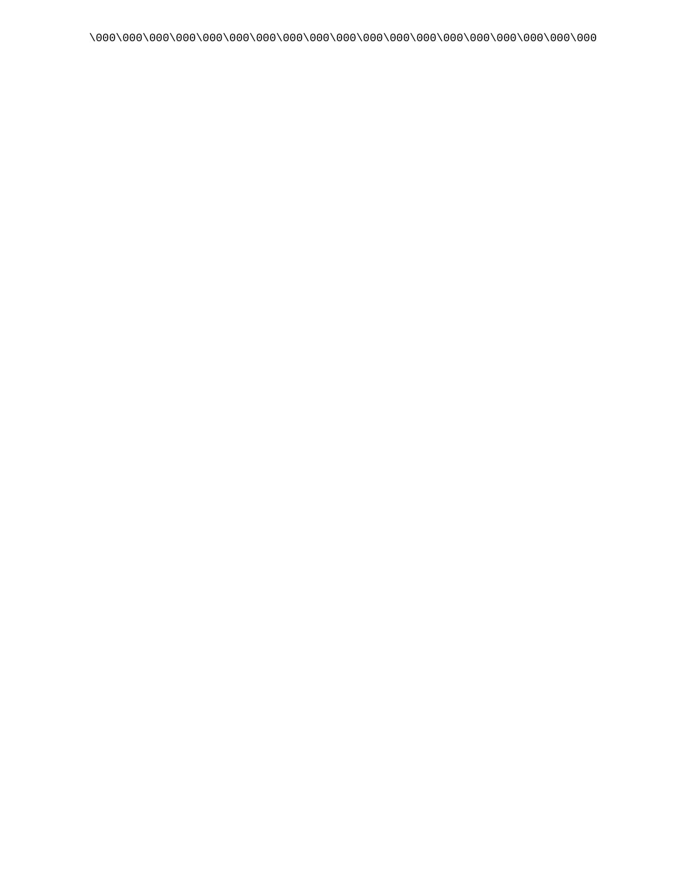\000\000\000\000\000\000\000\000\000\000\000\000\000\000\000\000\000\000\000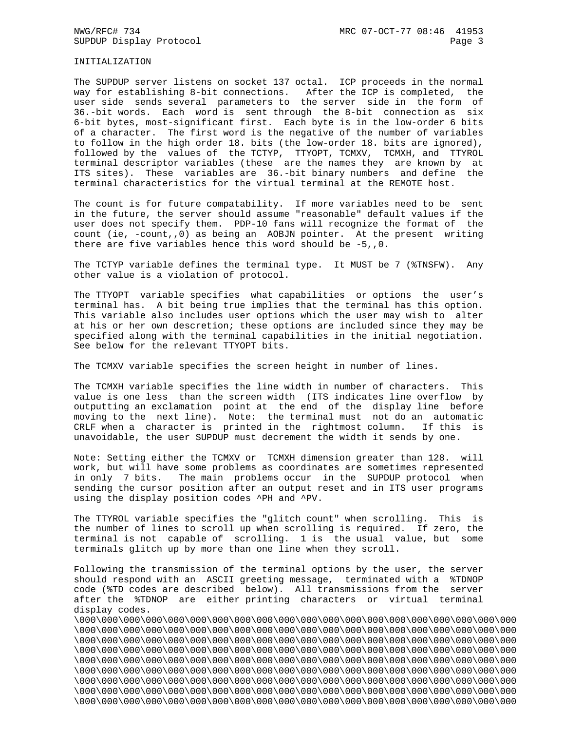## INITIALIZATION

The SUPDUP server listens on socket 137 octal. ICP proceeds in the normal way for establishing 8-bit connections. After the ICP is completed, the user side sends several parameters to the server side in the form of 36.-bit words. Each word is sent through the 8-bit connection as six 6-bit bytes, most-significant first. Each byte is in the low-order 6 bits of a character. The first word is the negative of the number of variables to follow in the high order 18. bits (the low-order 18. bits are ignored), followed by the values of the TCTYP, TTYOPT, TCMXV, TCMXH, and TTYROL terminal descriptor variables (these are the names they are known by at ITS sites). These variables are 36.-bit binary numbers and define the terminal characteristics for the virtual terminal at the REMOTE host.

The count is for future compatability. If more variables need to be sent in the future, the server should assume "reasonable" default values if the user does not specify them. PDP-10 fans will recognize the format of the count (ie, -count,,0) as being an AOBJN pointer. At the present writing there are five variables hence this word should be -5,,0.

The TCTYP variable defines the terminal type. It MUST be 7 (%TNSFW). Any other value is a violation of protocol.

The TTYOPT variable specifies what capabilities or options the user's terminal has. A bit being true implies that the terminal has this option. This variable also includes user options which the user may wish to alter at his or her own descretion; these options are included since they may be specified along with the terminal capabilities in the initial negotiation. See below for the relevant TTYOPT bits.

The TCMXV variable specifies the screen height in number of lines.

The TCMXH variable specifies the line width in number of characters. This value is one less than the screen width (ITS indicates line overflow by outputting an exclamation point at the end of the display line before moving to the next line). Note: the terminal must not do an automatic CRLF when a character is printed in the rightmost column. If this is unavoidable, the user SUPDUP must decrement the width it sends by one.

Note: Setting either the TCMXV or TCMXH dimension greater than 128. will work, but will have some problems as coordinates are sometimes represented in only 7 bits. The main problems occur in the SUPDUP protocol when sending the cursor position after an output reset and in ITS user programs using the display position codes ^PH and ^PV.

The TTYROL variable specifies the "glitch count" when scrolling. This is the number of lines to scroll up when scrolling is required. If zero, the terminal is not capable of scrolling. 1 is the usual value, but some terminals glitch up by more than one line when they scroll.

Following the transmission of the terminal options by the user, the server should respond with an ASCII greeting message, terminated with a %TDNOP code (%TD codes are described below). All transmissions from the server after the %TDNOP are either printing characters or virtual terminal display codes.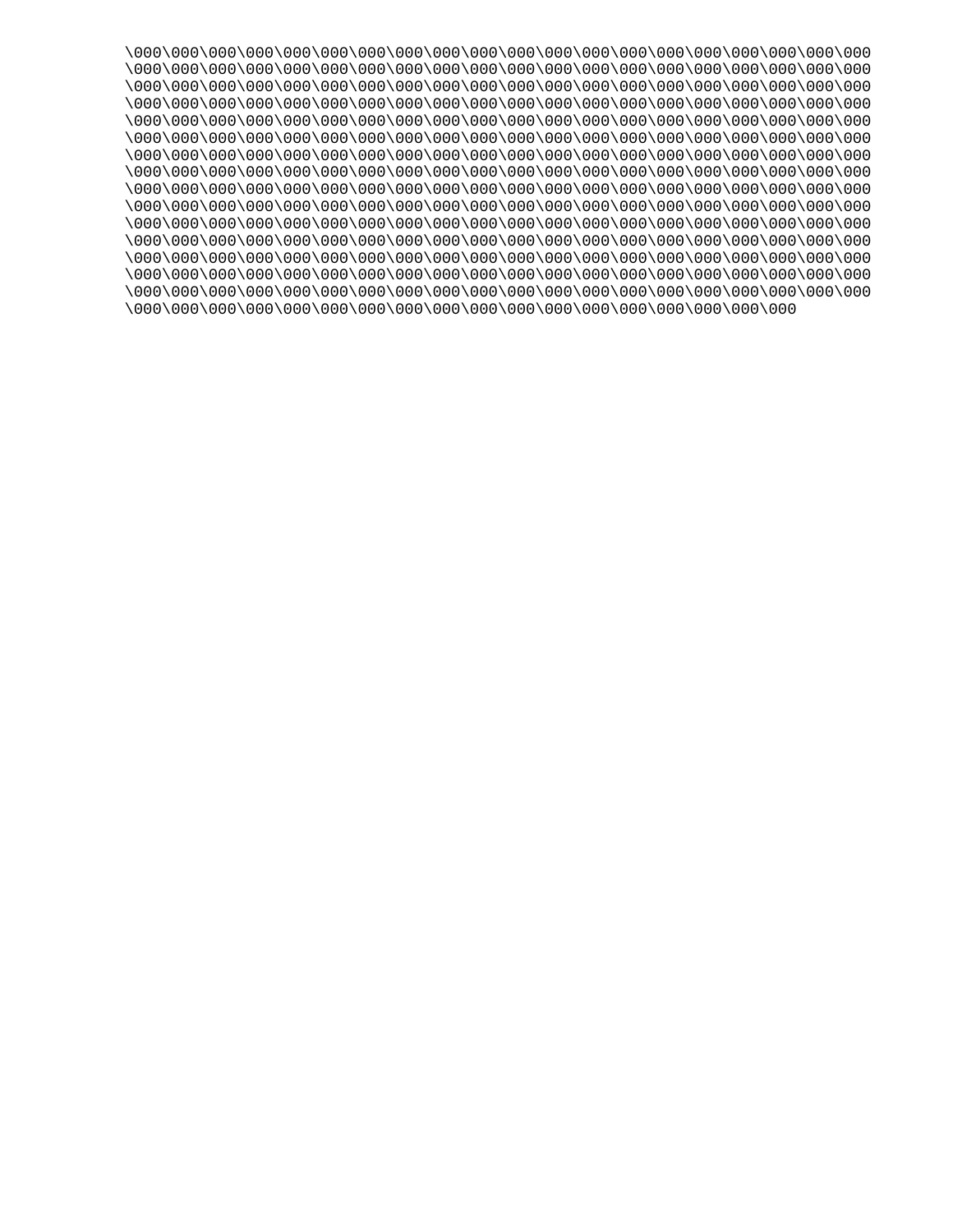```
\000\000\000\000\000\000\000\000\000\000\000\000\000\000\000\000\000\000\000\000
\000\000\000\000\000\000\000\000\000\000\000\000\000\000\000\000\000\000\000\000
\000\000\000\000\000\000\000\000\000\000\000\000\000\000\000\000\000\000\000\000
\000\000\000\000\000\000\000\000\000\000\000\000\000\000\000\000\000\000\000\000
\000\000\000\000\000\000\000\000\000\000\000\000\000\000\000\000\000\000\000\000
\000\000\000\000\000\000\000\000\000\000\000\000\000\000\000\000\000\000\000\000
\000\000\000\000\000\000\000\000\000\000\000\000\000\000\000\000\000\000\000\000
\000\000\000\000\000\000\000\000\000\000\000\000\000\000\000\000\000\000\000\000
\000\000\000\000\000\000\000\000\000\000\000\000\000\000\000\000\000\000\000\000
\000\000\000\000\000\000\000\000\000\000\000\000\000\000\000\000\000\000\000\000
\000\000\000\000\000\000\000\000\000\000\000\000\000\000\000\000\000\000\000\000
\000\000\000\000\000\000\000\000\000\000\000\000\000\000\000\000\000\000\000\000
\000\000\000\000\000\000\000\000\000\000\000\000\000\000\000\000\000\000\000\000
\000\000\000\000\000\000\000\000\000\000\000\000\000\000\000\000\000\000\000\000
\000\000\000\000\000\000\000\000\000\000\000\000\000\000\000\000\000\000\000\000
\000\000\000\000\000\000\000\000\000\000\000\000\000\000\000\000\000\000
```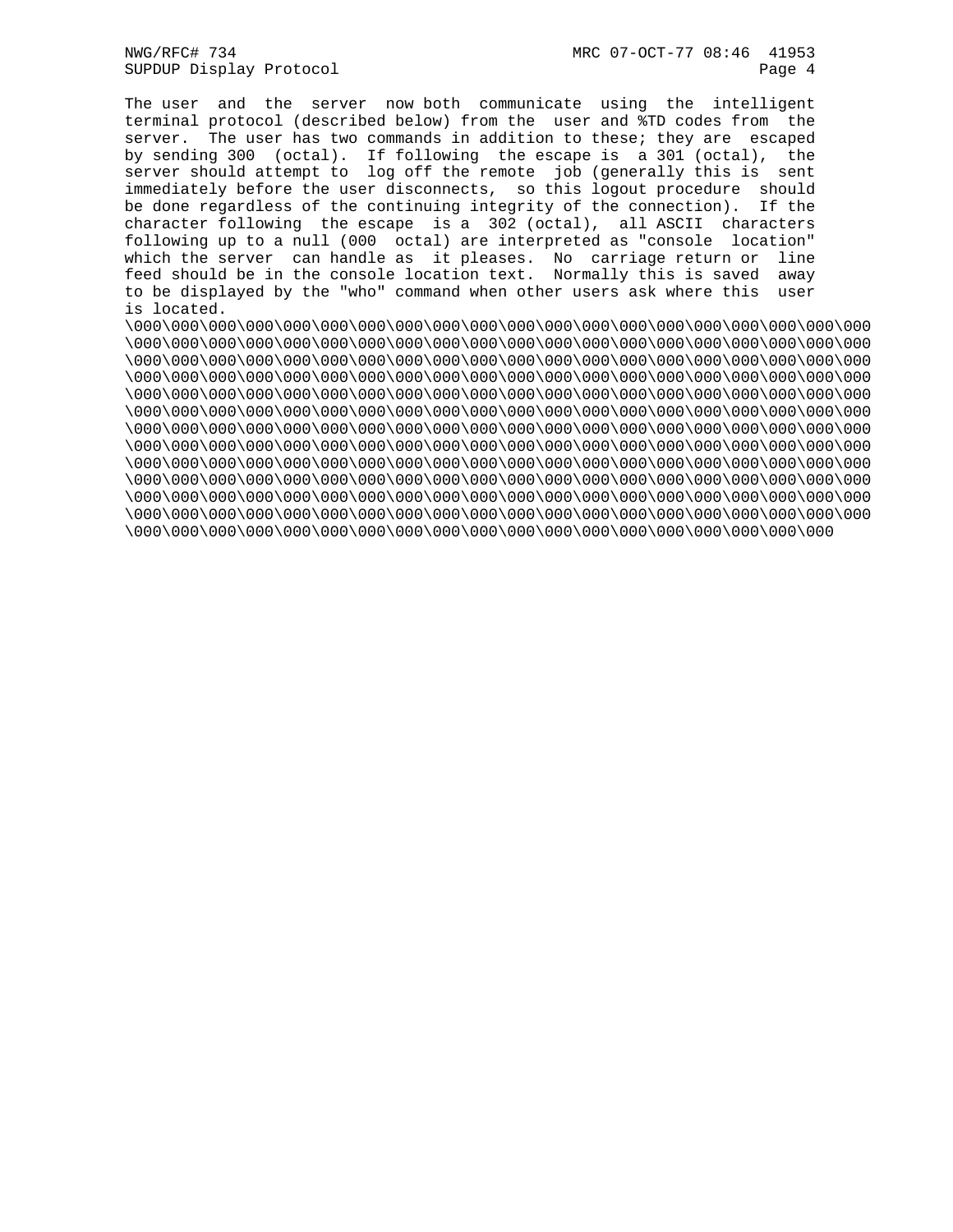The user and the server now both communicate using the intelligent terminal protocol (described below) from the user and %TD codes from the server. The user has two commands in addition to these; they are escaped by sending 300 (octal). If following the escape is a 301 (octal), the server should attempt to log off the remote job (generally this is sent immediately before the user disconnects, so this logout procedure should be done regardless of the continuing integrity of the connection). If the character following the escape is a 302 (octal), all ASCII characters following up to a null (000 octal) are interpreted as "console location" which the server can handle as it pleases. No carriage return or line feed should be in the console location text. Normally this is saved away to be displayed by the "who" command when other users ask where this user is located.

```
\000\000\000\000\000\000\000\000\000\000\000\000\000\000\000\000\000\000\000
\000\000\000\000\000\000\000\000\000\000\000\000\000\000\000\000\000\000\000
\000\000\000\000\000\000\000\000\000\000\000\000\000\000\000\000\000\000\000
\000\000\000\000\000\000\000\000\000\000\000\000\000\000\000\000\000\000\000
\000\000\000\000\000\000\000\000\000\000\000\000\000\000\000\000\000\000\000
\000\000\000\000\000\000\000\000\000\000\000\000\000\000\000\000\000\000\000
\000\000\000\000\000\000\000\000\000\000\000\000\000\000\000\000\000\000\000
\000\000\000\000\000\000\000\000\000\000\000\000\000\000\000\000\000\000\000
\000\000\000\000\000\000\000\000\000\000\000\000\000\000\000\000\000\000\000
\000\000\000\000\000\000\000\000\000\000\000\000\000\000\000\000\000\000\000
\000\000\000\000\000\000\000\000\000\000\000\000\000\000\000\000\000\000\000
\000\000\000\000\000\000\000\000\000\000\000\000\000\000\000\000\000\000\000
\000\000\000\000\000\000\000\000\000\000\000\000\000\000\000\000\000\000
```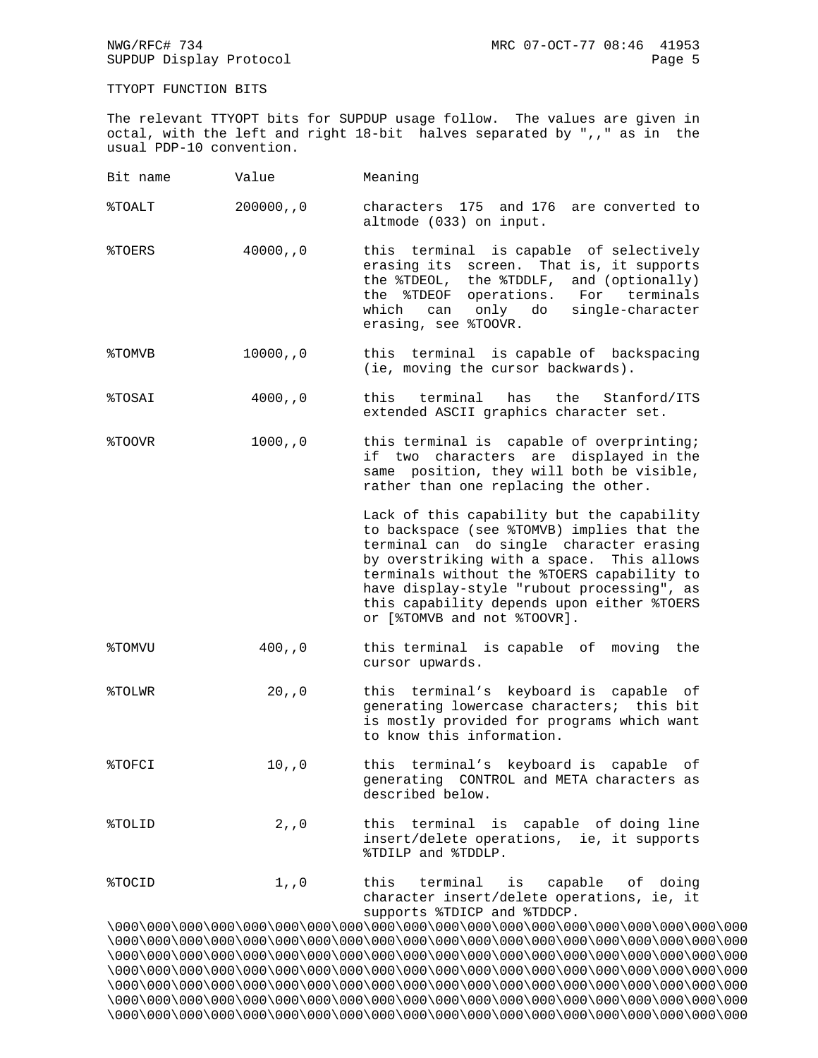## TTYOPT FUNCTION BITS

The relevant TTYOPT bits for SUPDUP usage follow. The values are given in octal, with the left and right 18-bit halves separated by ",," as in the usual PDP-10 convention.

| Bit name | Value | Meaning |
|---|---|---|
| %TOALT | 200000,,0 | characters 175 and 176 are converted to altmode (033) on input. |
| %TOERS | 40000,,0 | this terminal is capable of selectively erasing its screen. That is, it supports the %TDEOL, the %TDDLF, and (optionally) the %TDEOF operations. For terminals which can only do single-character erasing, see %TOOVR. |
| %TOMVB | 10000,,0 | this terminal is capable of backspacing (ie, moving the cursor backwards). |
| %TOSAI | 4000,,0 | this terminal has the Stanford/ITS extended ASCII graphics character set. |
| %TOOVR | 1000,,0 | this terminal is capable of overprinting; if two characters are displayed in the same position, they will both be visible, rather than one replacing the other.<br><br>Lack of this capability but the capability to backspace (see %TOMVB) implies that the terminal can do single character erasing by overstriking with a space. This allows terminals without the %TOERS capability to have display-style "rubout processing", as this capability depends upon either %TOERS or [%TOMVB and not %TOOVR]. |
| %TOMVU | 400,,0 | this terminal is capable of moving the cursor upwards. |
| %TOLWR | 20,,0 | this terminal's keyboard is capable of generating lowercase characters; this bit is mostly provided for programs which want to know this information. |
| %TOFCI | 10,,0 | this terminal's keyboard is capable of generating CONTROL and META characters as described below. |
| %TOLID | 2,,0 | this terminal is capable of doing line insert/delete operations, ie, it supports %TDILP and %TDDLP. |
| %TOCID | 1,,0 | this terminal is capable of doing character insert/delete operations, ie, it supports %TDICP and %TDDCP. |

```
\000\000\000\000\000\000\000\000\000\000\000\000\000\000\000\000\000\000\000\000
\000\000\000\000\000\000\000\000\000\000\000\000\000\000\000\000\000\000\000\000
\000\000\000\000\000\000\000\000\000\000\000\000\000\000\000\000\000\000\000\000
\000\000\000\000\000\000\000\000\000\000\000\000\000\000\000\000\000\000\000\000
\000\000\000\000\000\000\000\000\000\000\000\000\000\000\000\000\000\000\000\000
\000\000\000\000\000\000\000\000\000\000\000\000\000\000\000\000\000\000\000\000
\000\000\000\000\000\000\000\000\000\000\000\000\000\000\000\000\000\000\000\000
```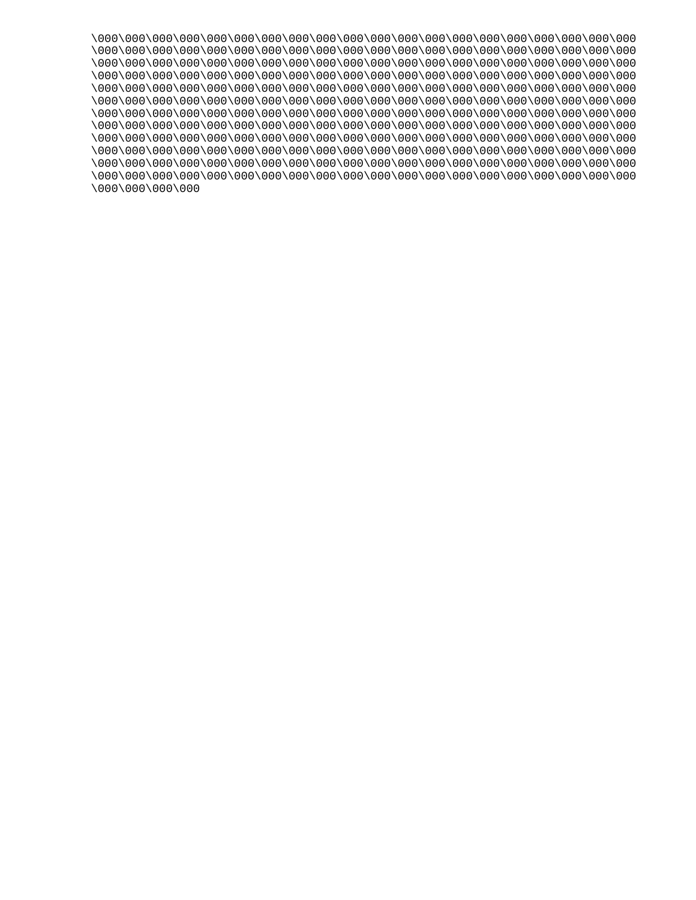\000\000\000\000\000\000\000\000\000\000\000\000\000\000\000\000\000\000\000\000
\000\000\000\000\000\000\000\000\000\000\000\000\000\000\000\000\000\000\000\000
\000\000\000\000\000\000\000\000\000\000\000\000\000\000\000\000\000\000\000\000
\000\000\000\000\000\000\000\000\000\000\000\000\000\000\000\000\000\000\000\000
\000\000\000\000\000\000\000\000\000\000\000\000\000\000\000\000\000\000\000\000
\000\000\000\000\000\000\000\000\000\000\000\000\000\000\000\000\000\000\000\000
\000\000\000\000\000\000\000\000\000\000\000\000\000\000\000\000\000\000\000\000
\000\000\000\000\000\000\000\000\000\000\000\000\000\000\000\000\000\000\000\000
\000\000\000\000\000\000\000\000\000\000\000\000\000\000\000\000\000\000\000\000
\000\000\000\000\000\000\000\000\000\000\000\000\000\000\000\000\000\000\000\000
\000\000\000\000\000\000\000\000\000\000\000\000\000\000\000\000\000\000\000\000
\000\000\000\000\000\000\000\000\000\000\000\000\000\000\000\000\000\000\000\000
\000\000\000\000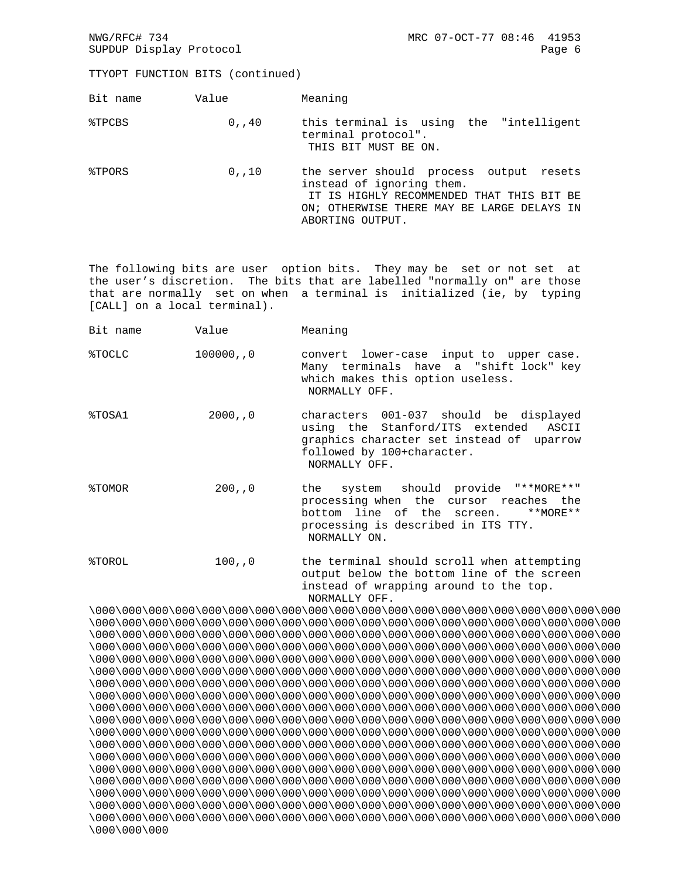TTYOPT FUNCTION BITS (continued)

| Bit name | Value | Meaning |
|---|---|---|
| %TPCBS | 0,,40 | this terminal is using the "intelligent terminal protocol". THIS BIT MUST BE ON. |
| %TPORS | 0,,10 | the server should process output resets instead of ignoring them. IT IS HIGHLY RECOMMENDED THAT THIS BIT BE ON; OTHERWISE THERE MAY BE LARGE DELAYS IN ABORTING OUTPUT. |

The following bits are user option bits. They may be set or not set at the user's discretion. The bits that are labelled "normally on" are those that are normally set on when a terminal is initialized (ie, by typing [CALL] on a local terminal).

| Bit name | Value | Meaning |
|---|---|---|
| %TOCLC | 100000,,0 | convert lower-case input to upper case. Many terminals have a "shift lock" key which makes this option useless. NORMALLY OFF. |
| %TOSA1 | 2000,,0 | characters 001-037 should be displayed using the Stanford/ITS extended ASCII graphics character set instead of uparrow followed by 100+character. NORMALLY OFF. |
| %TOMOR | 200,,0 | the system should provide "\*\*MORE\*\*" processing when the cursor reaches the bottom line of the screen. \*\*MORE\*\* processing is described in ITS TTY. NORMALLY ON. |
| %TOROL | 100,,0 | the terminal should scroll when attempting output below the bottom line of the screen instead of wrapping around to the top. NORMALLY OFF. |

\000\000\000\000\000\000\000\000\000\000\000\000\000\000\000\000\000\000\000\000
\000\000\000\000\000\000\000\000\000\000\000\000\000\000\000\000\000\000\000\000
\000\000\000\000\000\000\000\000\000\000\000\000\000\000\000\000\000\000\000\000
\000\000\000\000\000\000\000\000\000\000\000\000\000\000\000\000\000\000\000\000
\000\000\000\000\000\000\000\000\000\000\000\000\000\000\000\000\000\000\000\000
\000\000\000\000\000\000\000\000\000\000\000\000\000\000\000\000\000\000\000\000
\000\000\000\000\000\000\000\000\000\000\000\000\000\000\000\000\000\000\000\000
\000\000\000\000\000\000\000\000\000\000\000\000\000\000\000\000\000\000\000\000
\000\000\000\000\000\000\000\000\000\000\000\000\000\000\000\000\000\000\000\000
\000\000\000\000\000\000\000\000\000\000\000\000\000\000\000\000\000\000\000\000
\000\000\000\000\000\000\000\000\000\000\000\000\000\000\000\000\000\000\000\000
\000\000\000\000\000\000\000\000\000\000\000\000\000\000\000\000\000\000\000\000
\000\000\000\000\000\000\000\000\000\000\000\000\000\000\000\000\000\000\000\000
\000\000\000\000\000\000\000\000\000\000\000\000\000\000\000\000\000\000\000\000
\000\000\000\000\000\000\000\000\000\000\000\000\000\000\000\000\000\000\000\000
\000\000\000\000\000\000\000\000\000\000\000\000\000\000\000\000\000\000\000\000
\000\000\000\000\000\000\000\000\000\000\000\000\000\000\000\000\000\000\000\000
\000\000\000\000\000\000\000\000\000\000\000\000\000\000\000\000\000\000\000\000
\000\000\000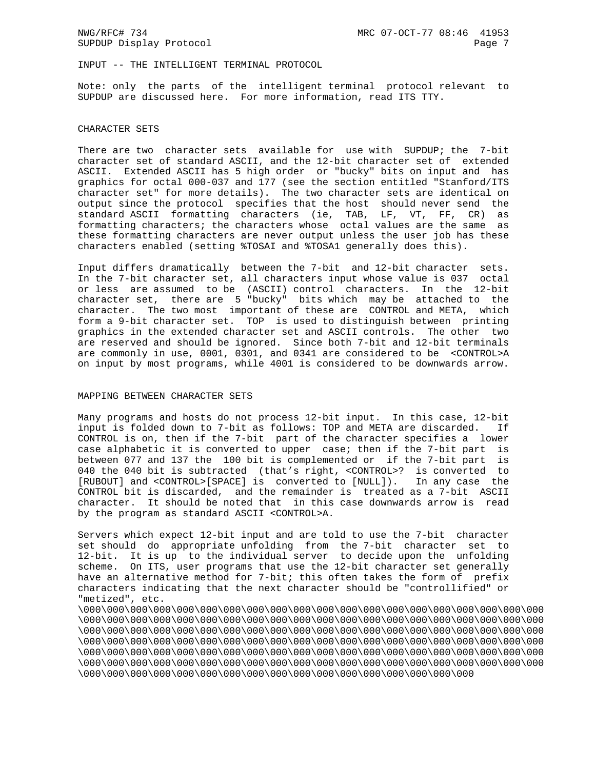## INPUT -- THE INTELLIGENT TERMINAL PROTOCOL

Note: only the parts of the intelligent terminal protocol relevant to SUPDUP are discussed here. For more information, read ITS TTY.

### CHARACTER SETS

There are two character sets available for use with SUPDUP; the 7-bit character set of standard ASCII, and the 12-bit character set of extended ASCII. Extended ASCII has 5 high order or "bucky" bits on input and has graphics for octal 000-037 and 177 (see the section entitled "Stanford/ITS character set" for more details). The two character sets are identical on output since the protocol specifies that the host should never send the standard ASCII formatting characters (ie, TAB, LF, VT, FF, CR) as formatting characters; the characters whose octal values are the same as these formatting characters are never output unless the user job has these characters enabled (setting %TOSAI and %TOSA1 generally does this).

Input differs dramatically between the 7-bit and 12-bit character sets. In the 7-bit character set, all characters input whose value is 037 octal or less are assumed to be (ASCII) control characters. In the 12-bit character set, there are 5 "bucky" bits which may be attached to the character. The two most important of these are CONTROL and META, which form a 9-bit character set. TOP is used to distinguish between printing graphics in the extended character set and ASCII controls. The other two are reserved and should be ignored. Since both 7-bit and 12-bit terminals are commonly in use, 0001, 0301, and 0341 are considered to be <CONTROL>A on input by most programs, while 4001 is considered to be downwards arrow.

### MAPPING BETWEEN CHARACTER SETS

Many programs and hosts do not process 12-bit input. In this case, 12-bit input is folded down to 7-bit as follows: TOP and META are discarded. If CONTROL is on, then if the 7-bit part of the character specifies a lower case alphabetic it is converted to upper case; then if the 7-bit part is between 077 and 137 the 100 bit is complemented or if the 7-bit part is 040 the 040 bit is subtracted (that's right, <CONTROL>? is converted to [RUBOUT] and <CONTROL>[SPACE] is converted to [NULL]). In any case the CONTROL bit is discarded, and the remainder is treated as a 7-bit ASCII character. It should be noted that in this case downwards arrow is read by the program as standard ASCII <CONTROL>A.

Servers which expect 12-bit input and are told to use the 7-bit character set should do appropriate unfolding from the 7-bit character set to 12-bit. It is up to the individual server to decide upon the unfolding scheme. On ITS, user programs that use the 12-bit character set generally have an alternative method for 7-bit; this often takes the form of prefix characters indicating that the next character should be "controllified" or "metized", etc.
\000\000\000\000\000\000\000\000\000\000\000\000\000\000\000\000\000\000\000\000
\000\000\000\000\000\000\000\000\000\000\000\000\000\000\000\000\000\000\000\000
\000\000\000\000\000\000\000\000\000\000\000\000\000\000\000\000\000\000\000\000
\000\000\000\000\000\000\000\000\000\000\000\000\000\000\000\000\000\000\000\000
\000\000\000\000\000\000\000\000\000\000\000\000\000\000\000\000\000\000\000\000
\000\000\000\000\000\000\000\000\000\000\000\000\000\000\000\000\000\000\000\000
\000\000\000\000\000\000\000\000\000\000\000\000\000\000\000\000\000\000\000\000
\000\000\000\000\000\000\000\000\000\000\000\000\000\000\000\000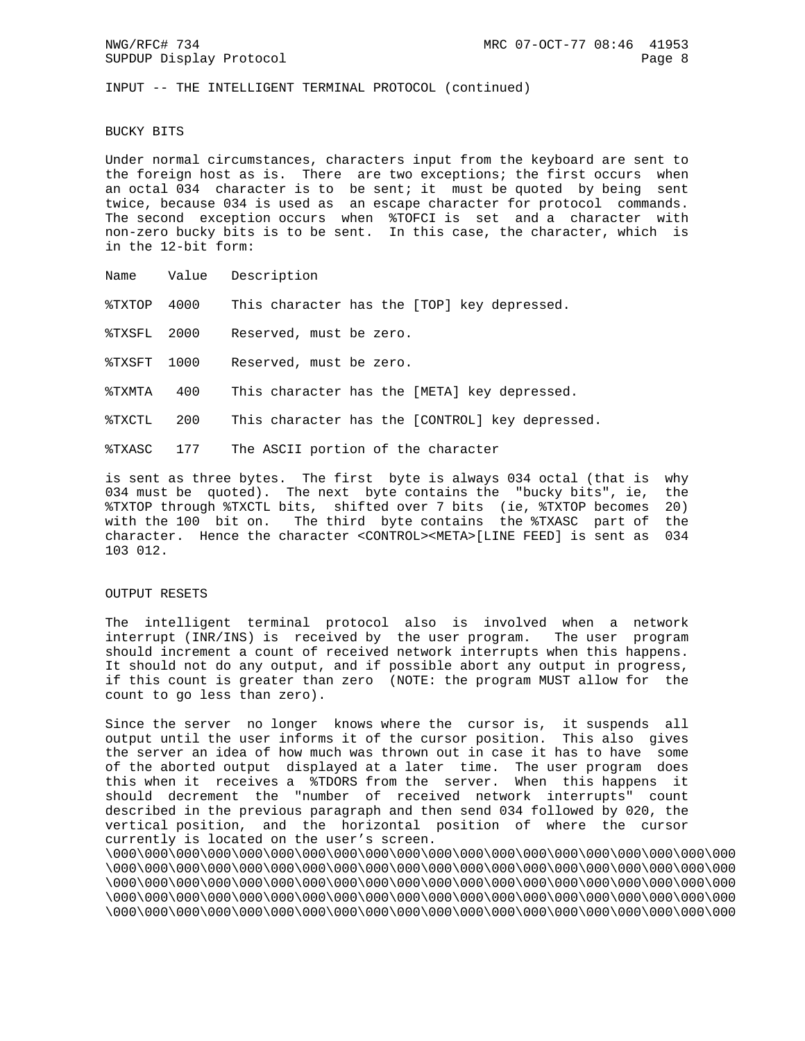INPUT -- THE INTELLIGENT TERMINAL PROTOCOL (continued)

## BUCKY BITS

Under normal circumstances, characters input from the keyboard are sent to the foreign host as is. There are two exceptions; the first occurs when an octal 034 character is to be sent; it must be quoted by being sent twice, because 034 is used as an escape character for protocol commands. The second exception occurs when %TOFCI is set and a character with non-zero bucky bits is to be sent. In this case, the character, which is in the 12-bit form:

| Name | Value | Description |
|---|---|---|
| %TXTOP | 4000 | This character has the [TOP] key depressed. |
| %TXSFL | 2000 | Reserved, must be zero. |
| %TXSFT | 1000 | Reserved, must be zero. |
| %TXMTA | 400 | This character has the [META] key depressed. |
| %TXCTL | 200 | This character has the [CONTROL] key depressed. |
| %TXASC | 177 | The ASCII portion of the character |

is sent as three bytes. The first byte is always 034 octal (that is why 034 must be quoted). The next byte contains the "bucky bits", ie, the %TXTOP through %TXCTL bits, shifted over 7 bits (ie, %TXTOP becomes 20) with the 100 bit on. The third byte contains the %TXASC part of the character. Hence the character <CONTROL><META>[LINE FEED] is sent as 034 103 012.

## OUTPUT RESETS

The intelligent terminal protocol also is involved when a network interrupt (INR/INS) is received by the user program. The user program should increment a count of received network interrupts when this happens. It should not do any output, and if possible abort any output in progress, if this count is greater than zero (NOTE: the program MUST allow for the count to go less than zero).

Since the server no longer knows where the cursor is, it suspends all output until the user informs it of the cursor position. This also gives the server an idea of how much was thrown out in case it has to have some of the aborted output displayed at a later time. The user program does this when it receives a %TDORS from the server. When this happens it should decrement the "number of received network interrupts" count described in the previous paragraph and then send 034 followed by 020, the vertical position, and the horizontal position of where the cursor currently is located on the user's screen.
\000\000\000\000\000\000\000\000\000\000\000\000\000\000\000\000\000\000\000\000
\000\000\000\000\000\000\000\000\000\000\000\000\000\000\000\000\000\000\000\000
\000\000\000\000\000\000\000\000\000\000\000\000\000\000\000\000\000\000\000\000
\000\000\000\000\000\000\000\000\000\000\000\000\000\000\000\000\000\000\000\000
\000\000\000\000\000\000\000\000\000\000\000\000\000\000\000\000\000\000\000\000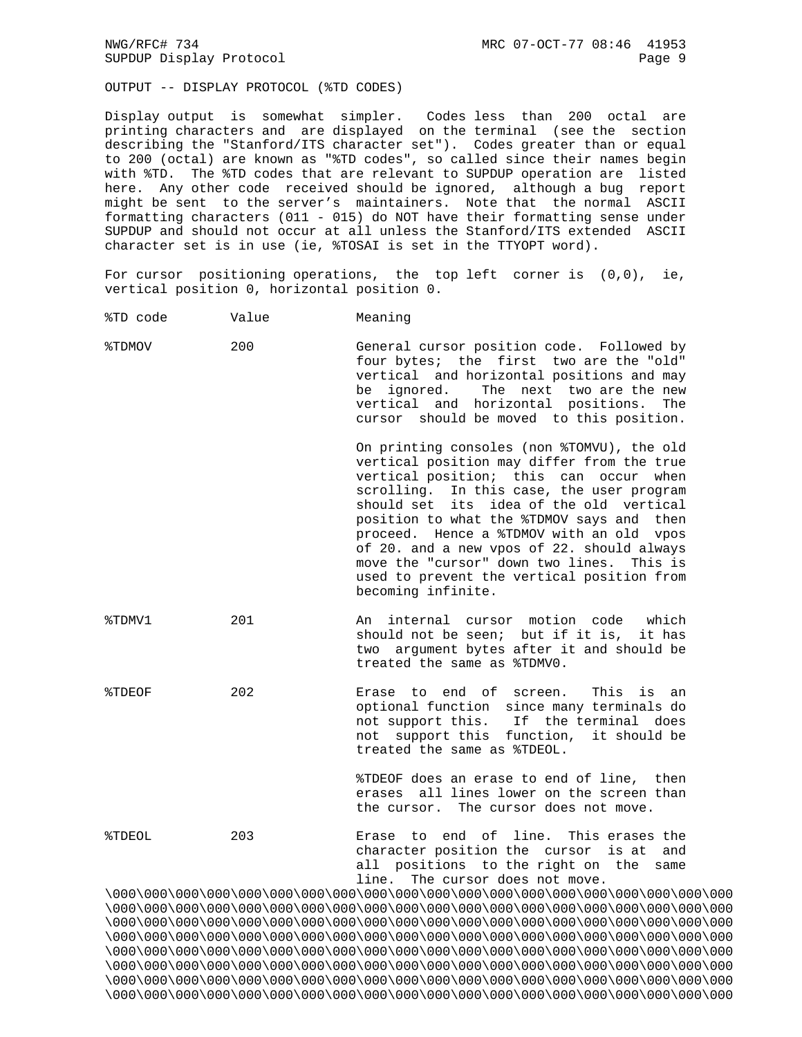OUTPUT -- DISPLAY PROTOCOL (%TD CODES)

Display output is somewhat simpler. Codes less than 200 octal are printing characters and are displayed on the terminal (see the section describing the "Stanford/ITS character set"). Codes greater than or equal to 200 (octal) are known as "%TD codes", so called since their names begin with %TD. The %TD codes that are relevant to SUPDUP operation are listed here. Any other code received should be ignored, although a bug report might be sent to the server's maintainers. Note that the normal ASCII formatting characters (011 - 015) do NOT have their formatting sense under SUPDUP and should not occur at all unless the Stanford/ITS extended ASCII character set is in use (ie, %TOSAI is set in the TTYOPT word).

For cursor positioning operations, the top left corner is (0,0), ie, vertical position 0, horizontal position 0.

| %TD code | Value | Meaning |
|---|---|---|
| %TDMOV | 200 | General cursor position code. Followed by four bytes; the first two are the "old" vertical and horizontal positions and may be ignored. The next two are the new vertical and horizontal positions. The cursor should be moved to this position.<br><br>On printing consoles (non %TOMVU), the old vertical position may differ from the true vertical position; this can occur when scrolling. In this case, the user program should set its idea of the old vertical position to what the %TDMOV says and then proceed. Hence a %TDMOV with an old vpos of 20. and a new vpos of 22. should always move the "cursor" down two lines. This is used to prevent the vertical position from becoming infinite. |
| %TDMV1 | 201 | An internal cursor motion code which should not be seen; but if it is, it has two argument bytes after it and should be treated the same as %TDMV0. |
| %TDEOF | 202 | Erase to end of screen. This is an optional function since many terminals do not support this. If the terminal does not support this function, it should be treated the same as %TDEOL.<br><br>%TDEOF does an erase to end of line, then erases all lines lower on the screen than the cursor. The cursor does not move. |
| %TDEOL | 203 | Erase to end of line. This erases the character position the cursor is at and all positions to the right on the same line. The cursor does not move. |

\000\000\000\000\000\000\000\000\000\000\000\000\000\000\000\000\000\000\000\000\000\000\000\000\000\000\000\000\000\000\000\000\000\000\000\000\000\000\000\000\000\000\000\000\000\000\000\000\000\000\000\000\000\000\000\000\000\000\000\000\000\000\000\000\000\000\000\000\000\000\000\000\000\000\000\000\000\000\000\000\000\000\000\000\000\000\000\000\000\000\000\000\000\000\000\000\000\000\000\000\000\000\000\000\000\000\000\000\000\000\000\000\000\000\000\000\000\000\000\000\000\000\000\000\000\000\000\000\000\000\000\000\000\000\000\000\000\000\000\000\000\000\000\000\000\000\000\000\000\000\000\000\000\000\000\000\000\000\000\000\000\000\000\000\000\000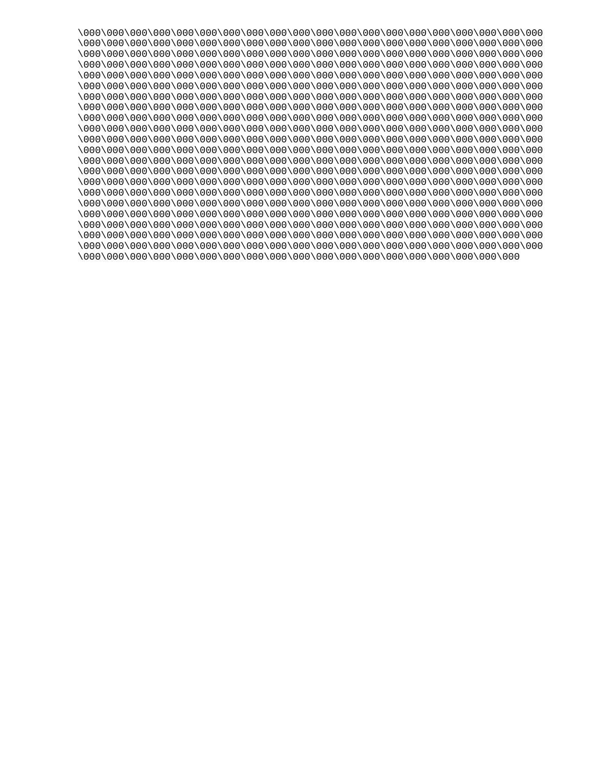\000\000\000\000\000\000\000\000\000\000\000\000\000\000\000\000\000\000\000\000
\000\000\000\000\000\000\000\000\000\000\000\000\000\000\000\000\000\000\000\000
\000\000\000\000\000\000\000\000\000\000\000\000\000\000\000\000\000\000\000\000
\000\000\000\000\000\000\000\000\000\000\000\000\000\000\000\000\000\000\000\000
\000\000\000\000\000\000\000\000\000\000\000\000\000\000\000\000\000\000\000\000
\000\000\000\000\000\000\000\000\000\000\000\000\000\000\000\000\000\000\000\000
\000\000\000\000\000\000\000\000\000\000\000\000\000\000\000\000\000\000\000\000
\000\000\000\000\000\000\000\000\000\000\000\000\000\000\000\000\000\000\000\000
\000\000\000\000\000\000\000\000\000\000\000\000\000\000\000\000\000\000\000\000
\000\000\000\000\000\000\000\000\000\000\000\000\000\000\000\000\000\000\000\000
\000\000\000\000\000\000\000\000\000\000\000\000\000\000\000\000\000\000\000\000
\000\000\000\000\000\000\000\000\000\000\000\000\000\000\000\000\000\000\000\000
\000\000\000\000\000\000\000\000\000\000\000\000\000\000\000\000\000\000\000\000
\000\000\000\000\000\000\000\000\000\000\000\000\000\000\000\000\000\000\000\000
\000\000\000\000\000\000\000\000\000\000\000\000\000\000\000\000\000\000\000\000
\000\000\000\000\000\000\000\000\000\000\000\000\000\000\000\000\000\000\000\000
\000\000\000\000\000\000\000\000\000\000\000\000\000\000\000\000\000\000\000\000
\000\000\000\000\000\000\000\000\000\000\000\000\000\000\000\000\000\000\000\000
\000\000\000\000\000\000\000\000\000\000\000\000\000\000\000\000\000\000\000\000
\000\000\000\000\000\000\000\000\000\000\000\000\000\000\000\000\000\000\000\000
\000\000\000\000\000\000\000\000\000\000\000\000\000\000\000\000\000\000\000\000
\000\000\000\000\000\000\000\000\000\000\000\000\000\000\000\000\000\000\000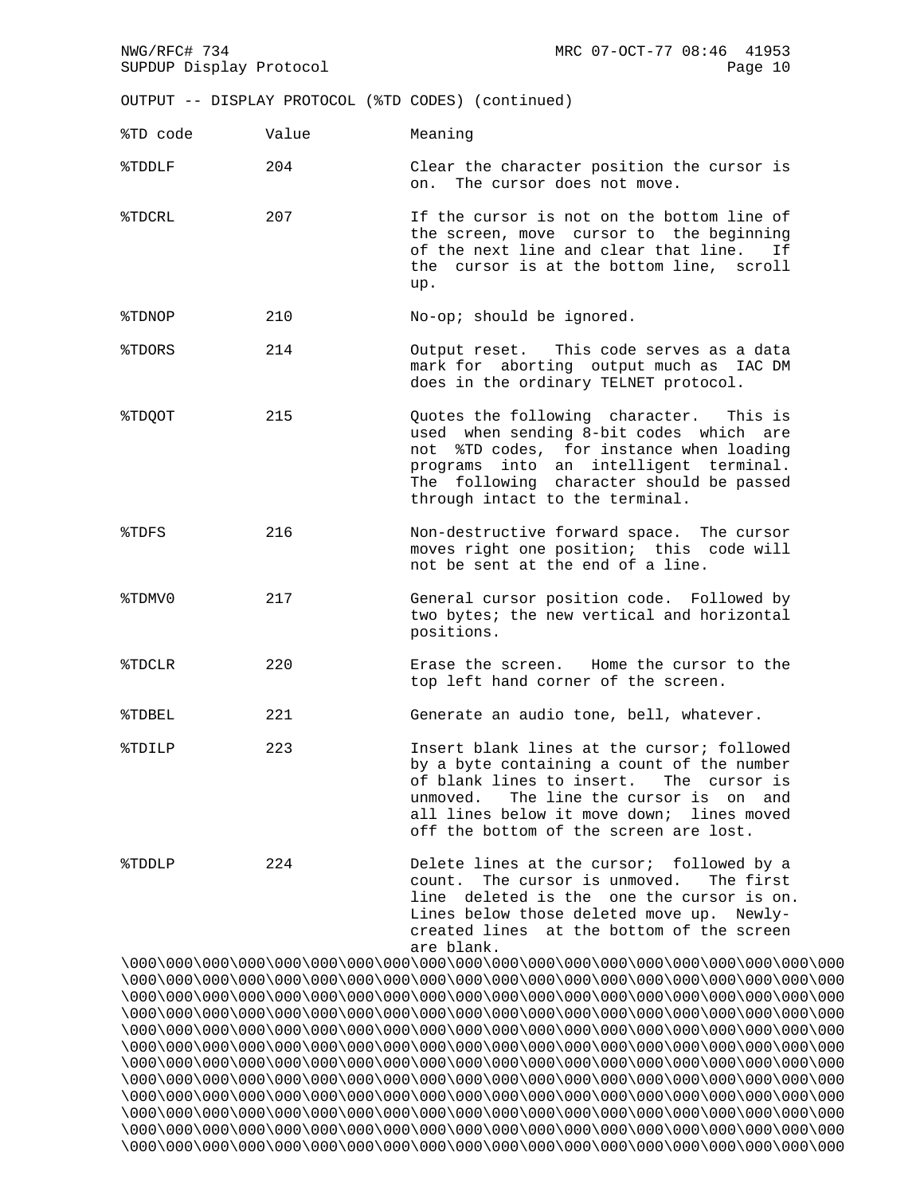OUTPUT -- DISPLAY PROTOCOL (%TD CODES) (continued)

| %TD code | Value | Meaning |
|---|---|---|
| %TDDLF | 204 | Clear the character position the cursor is on. The cursor does not move. |
| %TDCRL | 207 | If the cursor is not on the bottom line of the screen, move cursor to the beginning of the next line and clear that line. If the cursor is at the bottom line, scroll up. |
| %TDNOP | 210 | No-op; should be ignored. |
| %TDORS | 214 | Output reset. This code serves as a data mark for aborting output much as IAC DM does in the ordinary TELNET protocol. |
| %TDQOT | 215 | Quotes the following character. This is used when sending 8-bit codes which are not %TD codes, for instance when loading programs into an intelligent terminal. The following character should be passed through intact to the terminal. |
| %TDFS | 216 | Non-destructive forward space. The cursor moves right one position; this code will not be sent at the end of a line. |
| %TDMV0 | 217 | General cursor position code. Followed by two bytes; the new vertical and horizontal positions. |
| %TDCLR | 220 | Erase the screen. Home the cursor to the top left hand corner of the screen. |
| %TDBEL | 221 | Generate an audio tone, bell, whatever. |
| %TDILP | 223 | Insert blank lines at the cursor; followed by a byte containing a count of the number of blank lines to insert. The cursor is unmoved. The line the cursor is on and all lines below it move down; lines moved off the bottom of the screen are lost. |
| %TDDLP | 224 | Delete lines at the cursor; followed by a count. The cursor is unmoved. The first line deleted is the one the cursor is on. Lines below those deleted move up. Newly-created lines at the bottom of the screen are blank. |

```
\000\000\000\000\000\000\000\000\000\000\000\000\000\000\000\000\000\000\000\000
\000\000\000\000\000\000\000\000\000\000\000\000\000\000\000\000\000\000\000\000
\000\000\000\000\000\000\000\000\000\000\000\000\000\000\000\000\000\000\000\000
\000\000\000\000\000\000\000\000\000\000\000\000\000\000\000\000\000\000\000\000
\000\000\000\000\000\000\000\000\000\000\000\000\000\000\000\000\000\000\000\000
\000\000\000\000\000\000\000\000\000\000\000\000\000\000\000\000\000\000\000\000
\000\000\000\000\000\000\000\000\000\000\000\000\000\000\000\000\000\000\000\000
\000\000\000\000\000\000\000\000\000\000\000\000\000\000\000\000\000\000\000\000
\000\000\000\000\000\000\000\000\000\000\000\000\000\000\000\000\000\000\000\000
\000\000\000\000\000\000\000\000\000\000\000\000\000\000\000\000\000\000\000\000
\000\000\000\000\000\000\000\000\000\000\000\000\000\000\000\000\000\000\000\000
\000\000\000\000\000\000\000\000\000\000\000\000\000\000\000\000\000\000\000\000
```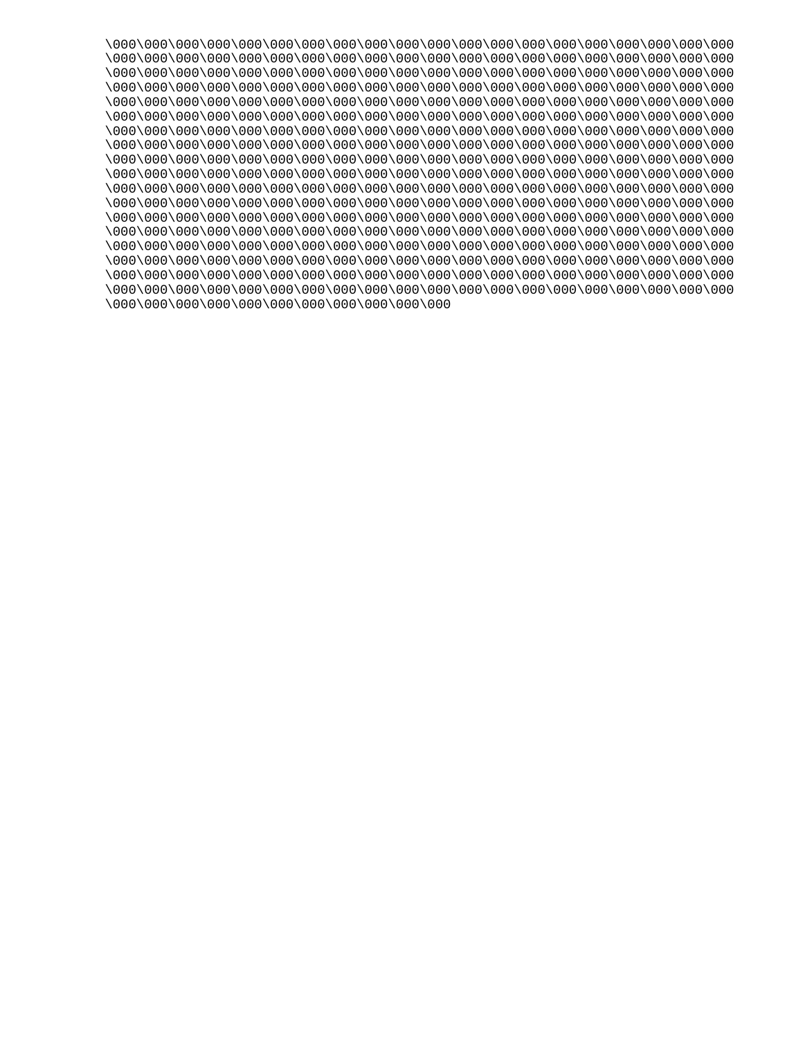```
\000\000\000\000\000\000\000\000\000\000\000\000\000\000\000\000\000\000\000\000
\000\000\000\000\000\000\000\000\000\000\000\000\000\000\000\000\000\000\000\000
\000\000\000\000\000\000\000\000\000\000\000\000\000\000\000\000\000\000\000\000
\000\000\000\000\000\000\000\000\000\000\000\000\000\000\000\000\000\000\000\000
\000\000\000\000\000\000\000\000\000\000\000\000\000\000\000\000\000\000\000\000
\000\000\000\000\000\000\000\000\000\000\000\000\000\000\000\000\000\000\000\000
\000\000\000\000\000\000\000\000\000\000\000\000\000\000\000\000\000\000\000\000
\000\000\000\000\000\000\000\000\000\000\000\000\000\000\000\000\000\000\000\000
\000\000\000\000\000\000\000\000\000\000\000\000\000\000\000\000\000\000\000\000
\000\000\000\000\000\000\000\000\000\000\000\000\000\000\000\000\000\000\000\000
\000\000\000\000\000\000\000\000\000\000\000\000\000\000\000\000\000\000\000\000
\000\000\000\000\000\000\000\000\000\000\000\000\000\000\000\000\000\000\000\000
\000\000\000\000\000\000\000\000\000\000\000\000\000\000\000\000\000\000\000\000
\000\000\000\000\000\000\000\000\000\000\000\000\000\000\000\000\000\000\000\000
\000\000\000\000\000\000\000\000\000\000\000\000\000\000\000\000\000\000\000\000
\000\000\000\000\000\000\000\000\000\000\000\000\000\000\000\000\000\000\000\000
\000\000\000\000\000\000\000\000\000\000\000\000\000\000\000\000\000\000\000\000
\000\000\000\000\000\000\000\000\000\000\000\000\000\000\000\000\000\000\000\000
\000\000\000\000\000\000\000\000\000\000\000
```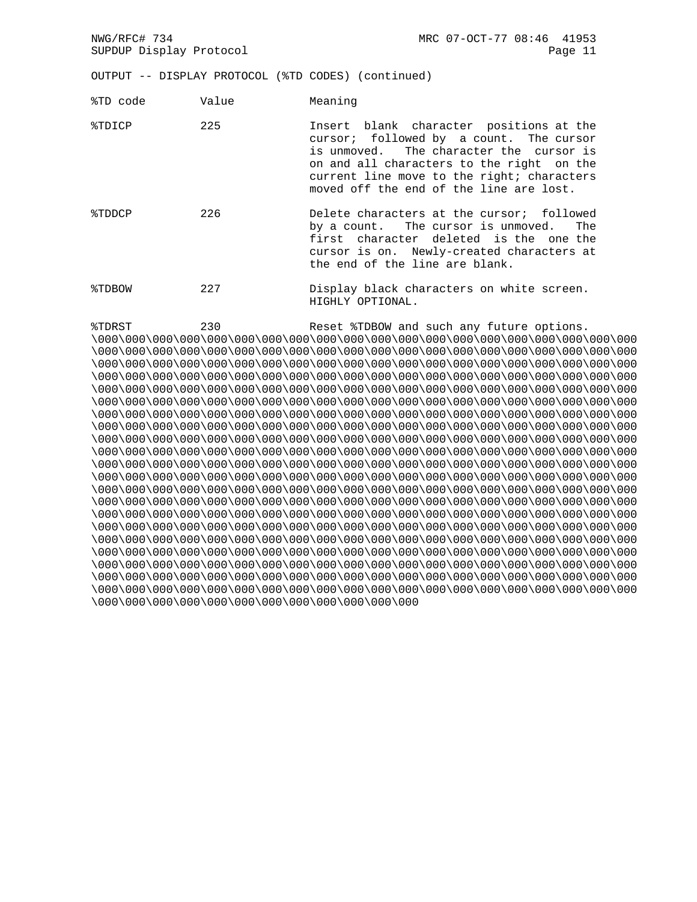OUTPUT -- DISPLAY PROTOCOL (%TD CODES) (continued)

| %TD code | Value | Meaning |
| --- | --- | --- |
| %TDICP | 225 | Insert blank character positions at the cursor; followed by a count. The cursor is unmoved. The character the cursor is on and all characters to the right on the current line move to the right; characters moved off the end of the line are lost. |
| %TDDCP | 226 | Delete characters at the cursor; followed by a count. The cursor is unmoved. The first character deleted is the one the cursor is on. Newly-created characters at the end of the line are blank. |
| %TDBOW | 227 | Display black characters on white screen. HIGHLY OPTIONAL. |
| %TDRST | 230 | Reset %TDBOW and such any future options. |

```
\000\000\000\000\000\000\000\000\000\000\000\000\000\000\000\000\000\000\000\000
\000\000\000\000\000\000\000\000\000\000\000\000\000\000\000\000\000\000\000\000
\000\000\000\000\000\000\000\000\000\000\000\000\000\000\000\000\000\000\000\000
\000\000\000\000\000\000\000\000\000\000\000\000\000\000\000\000\000\000\000\000
\000\000\000\000\000\000\000\000\000\000\000\000\000\000\000\000\000\000\000\000
\000\000\000\000\000\000\000\000\000\000\000\000\000\000\000\000\000\000\000\000
\000\000\000\000\000\000\000\000\000\000\000\000\000\000\000\000\000\000\000\000
\000\000\000\000\000\000\000\000\000\000\000\000\000\000\000\000\000\000\000\000
\000\000\000\000\000\000\000\000\000\000\000\000\000\000\000\000\000\000\000\000
\000\000\000\000\000\000\000\000\000\000\000\000\000\000\000\000\000\000\000\000
\000\000\000\000\000\000\000\000\000\000\000\000\000\000\000\000\000\000\000\000
\000\000\000\000\000\000\000\000\000\000\000\000\000\000\000\000\000\000\000\000
\000\000\000\000\000\000\000\000\000\000\000\000\000\000\000\000\000\000\000\000
\000\000\000\000\000\000\000\000\000\000\000\000\000\000\000\000\000\000\000\000
\000\000\000\000\000\000\000\000\000\000\000\000\000\000\000\000\000\000\000\000
\000\000\000\000\000\000\000\000\000\000\000\000\000\000\000\000\000\000\000\000
\000\000\000\000\000\000\000\000\000\000\000\000\000\000\000\000\000\000\000\000
\000\000\000\000\000\000\000\000\000\000\000\000\000\000\000\000\000\000\000\000
\000\000\000\000\000\000\000\000\000\000\000\000\000\000\000\000\000\000\000\000
\000\000\000\000\000\000\000\000\000\000\000\000\000\000\000\000\000\000\000\000
\000\000\000\000\000\000\000\000\000\000\000\000\000\000\000\000\000\000\000\000
\000\000\000\000\000\000\000\000\000\000\000\000
```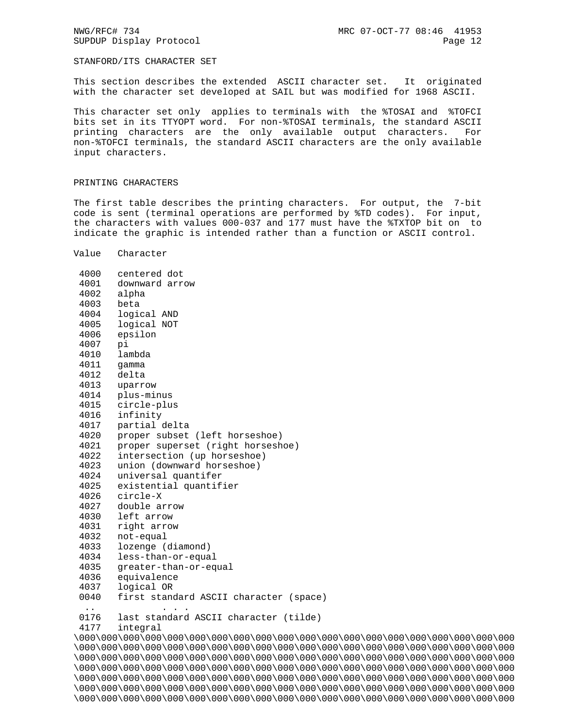STANFORD/ITS CHARACTER SET

This section describes the extended ASCII character set. It originated with the character set developed at SAIL but was modified for 1968 ASCII.

This character set only applies to terminals with the %TOSAI and %TOFCI bits set in its TTYOPT word. For non-%TOSAI terminals, the standard ASCII printing characters are the only available output characters. For non-%TOFCI terminals, the standard ASCII characters are the only available input characters.

PRINTING CHARACTERS

The first table describes the printing characters. For output, the 7-bit code is sent (terminal operations are performed by %TD codes). For input, the characters with values 000-037 and 177 must have the %TXTOP bit on to indicate the graphic is intended rather than a function or ASCII control.

| Value | Character |
|---|---|
| 4000 | centered dot |
| 4001 | downward arrow |
| 4002 | alpha |
| 4003 | beta |
| 4004 | logical AND |
| 4005 | logical NOT |
| 4006 | epsilon |
| 4007 | pi |
| 4010 | lambda |
| 4011 | gamma |
| 4012 | delta |
| 4013 | uparrow |
| 4014 | plus-minus |
| 4015 | circle-plus |
| 4016 | infinity |
| 4017 | partial delta |
| 4020 | proper subset (left horseshoe) |
| 4021 | proper superset (right horseshoe) |
| 4022 | intersection (up horseshoe) |
| 4023 | union (downward horseshoe) |
| 4024 | universal quantifer |
| 4025 | existential quantifier |
| 4026 | circle-X |
| 4027 | double arrow |
| 4030 | left arrow |
| 4031 | right arrow |
| 4032 | not-equal |
| 4033 | lozenge (diamond) |
| 4034 | less-than-or-equal |
| 4035 | greater-than-or-equal |
| 4036 | equivalence |
| 4037 | logical OR |
| 0040 | first standard ASCII character (space) |
| .. | . . . |
| 0176 | last standard ASCII character (tilde) |
| 4177 | integral |

\000\000\000\000\000\000\000\000\000\000\000\000\000\000\000\000\000\000\000\000
\000\000\000\000\000\000\000\000\000\000\000\000\000\000\000\000\000\000\000\000
\000\000\000\000\000\000\000\000\000\000\000\000\000\000\000\000\000\000\000\000
\000\000\000\000\000\000\000\000\000\000\000\000\000\000\000\000\000\000\000\000
\000\000\000\000\000\000\000\000\000\000\000\000\000\000\000\000\000\000\000\000
\000\000\000\000\000\000\000\000\000\000\000\000\000\000\000\000\000\000\000\000
\000\000\000\000\000\000\000\000\000\000\000\000\000\000\000\000\000\000\000\000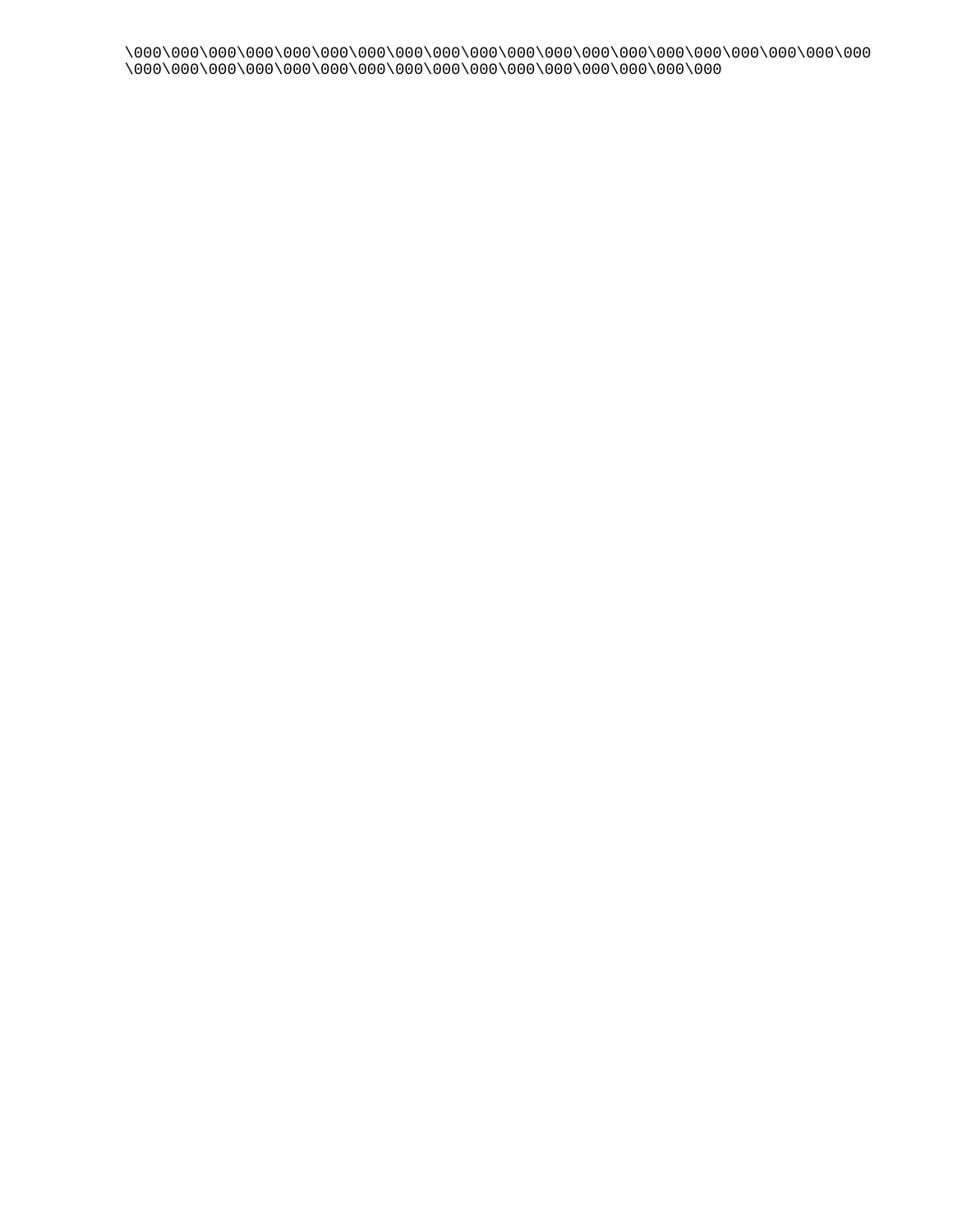\000\000\000\000\000\000\000\000\000\000\000\000\000\000\000\000\000\000\000\000
\000\000\000\000\000\000\000\000\000\000\000\000\000\000\000\000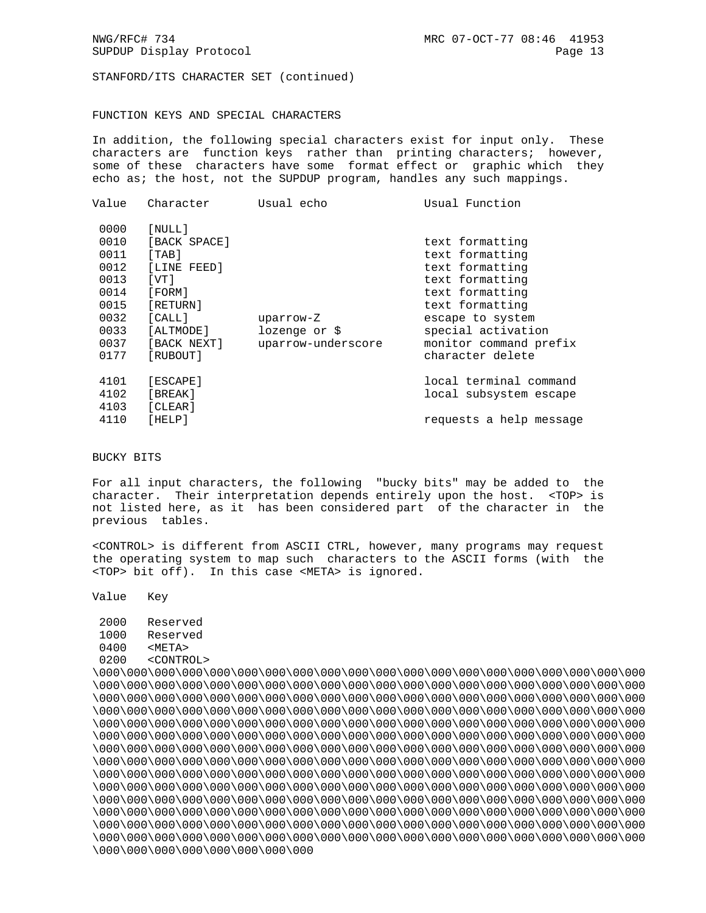STANFORD/ITS CHARACTER SET (continued)

## FUNCTION KEYS AND SPECIAL CHARACTERS

In addition, the following special characters exist for input only. These characters are function keys rather than printing characters; however, some of these characters have some format effect or graphic which they echo as; the host, not the SUPDUP program, handles any such mappings.

| Value | Character | Usual echo | Usual Function |
|---|---|---|---|
| 0000 | [NULL] | | |
| 0010 | [BACK SPACE] | | text formatting |
| 0011 | [TAB] | | text formatting |
| 0012 | [LINE FEED] | | text formatting |
| 0013 | [VT] | | text formatting |
| 0014 | [FORM] | | text formatting |
| 0015 | [RETURN] | | text formatting |
| 0032 | [CALL] | uparrow-Z | escape to system |
| 0033 | [ALTMODE] | lozenge or $ | special activation |
| 0037 | [BACK NEXT] | uparrow-underscore | monitor command prefix |
| 0177 | [RUBOUT] | | character delete |
| 4101 | [ESCAPE] | | local terminal command |
| 4102 | [BREAK] | | local subsystem escape |
| 4103 | [CLEAR] | | |
| 4110 | [HELP] | | requests a help message |

## BUCKY BITS

For all input characters, the following "bucky bits" may be added to the character. Their interpretation depends entirely upon the host. <TOP> is not listed here, as it has been considered part of the character in the previous tables.

<CONTROL> is different from ASCII CTRL, however, many programs may request the operating system to map such characters to the ASCII forms (with the <TOP> bit off). In this case <META> is ignored.

| Value | Key |
|---|---|
| 2000 | Reserved |
| 1000 | Reserved |
| 0400 | <META> |
| 0200 | <CONTROL> |

```
\000\000\000\000\000\000\000\000\000\000\000\000\000\000\000\000\000\000\000\000
\000\000\000\000\000\000\000\000\000\000\000\000\000\000\000\000\000\000\000\000
\000\000\000\000\000\000\000\000\000\000\000\000\000\000\000\000\000\000\000\000
\000\000\000\000\000\000\000\000\000\000\000\000\000\000\000\000\000\000\000\000
\000\000\000\000\000\000\000\000\000\000\000\000\000\000\000\000\000\000\000\000
\000\000\000\000\000\000\000\000\000\000\000\000\000\000\000\000\000\000\000\000
\000\000\000\000\000\000\000\000\000\000\000\000\000\000\000\000\000\000\000\000
\000\000\000\000\000\000\000\000\000\000\000\000\000\000\000\000\000\000\000\000
\000\000\000\000\000\000\000\000\000\000\000\000\000\000\000\000\000\000\000\000
\000\000\000\000\000\000\000\000\000\000\000\000\000\000\000\000\000\000\000\000
\000\000\000\000\000\000\000\000\000\000\000\000\000\000\000\000\000\000\000\000
\000\000\000\000\000\000\000\000\000\000\000\000\000\000\000\000\000\000\000\000
\000\000\000\000\000\000\000\000\000\000\000\000\000\000\000\000\000\000\000\000
\000\000\000\000\000\000\000\000\000\000\000\000\000\000\000\000\000\000\000\000
\000\000\000\000\000\000\000\000
```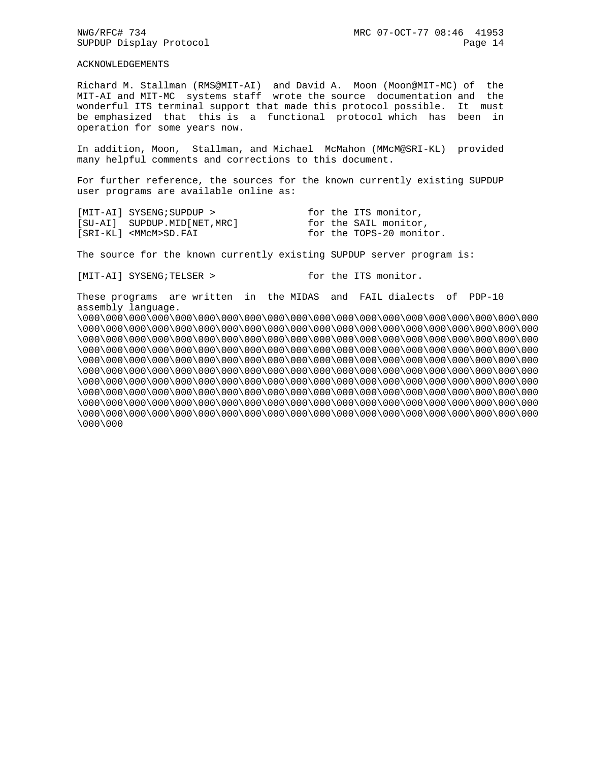ACKNOWLEDGEMENTS

Richard M. Stallman (RMS@MIT-AI) and David A. Moon (Moon@MIT-MC) of the MIT-AI and MIT-MC systems staff wrote the source documentation and the wonderful ITS terminal support that made this protocol possible. It must be emphasized that this is a functional protocol which has been in operation for some years now.

In addition, Moon, Stallman, and Michael McMahon (MMcM@SRI-KL) provided many helpful comments and corrections to this document.

For further reference, the sources for the known currently existing SUPDUP user programs are available online as:

```
[MIT-AI] SYSENG;SUPDUP >               for the ITS monitor,
[SU-AI]  SUPDUP.MID[NET,MRC]           for the SAIL monitor,
[SRI-KL] <MMcM>SD.FAI                  for the TOPS-20 monitor.
```

The source for the known currently existing SUPDUP server program is:

```
[MIT-AI] SYSENG;TELSER >               for the ITS monitor.
```

These programs are written in the MIDAS and FAIL dialects of PDP-10 assembly language.

```
\000\000\000\000\000\000\000\000\000\000\000\000\000\000\000\000\000\000\000\000
\000\000\000\000\000\000\000\000\000\000\000\000\000\000\000\000\000\000\000\000
\000\000\000\000\000\000\000\000\000\000\000\000\000\000\000\000\000\000\000\000
\000\000\000\000\000\000\000\000\000\000\000\000\000\000\000\000\000\000\000\000
\000\000\000\000\000\000\000\000\000\000\000\000\000\000\000\000\000\000\000\000
\000\000\000\000\000\000\000\000\000\000\000\000\000\000\000\000\000\000\000\000
\000\000\000\000\000\000\000\000\000\000\000\000\000\000\000\000\000\000\000\000
\000\000\000\000\000\000\000\000\000\000\000\000\000\000\000\000\000\000\000\000
\000\000\000\000\000\000\000\000\000\000\000\000\000\000\000\000\000\000\000\000
\000\000\000\000\000\000\000\000\000\000\000\000\000\000\000\000\000\000\000\000
\000\000
```